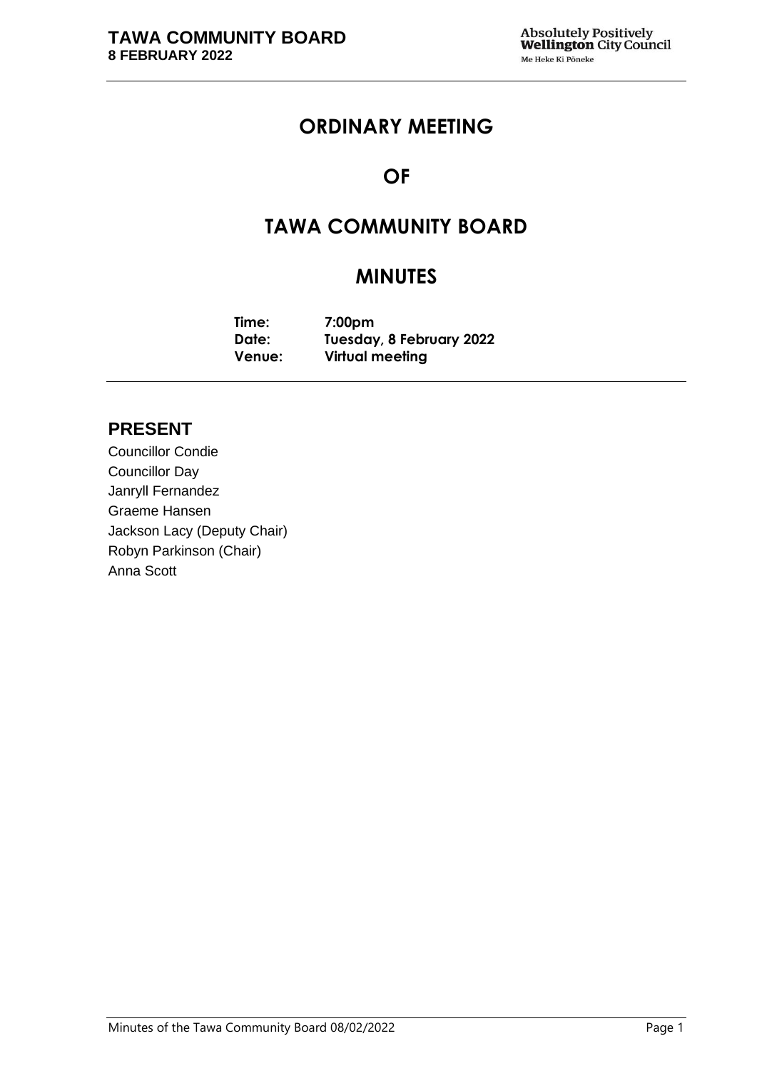# ORDINARY MEETING

# OF

# TAWA COMMUNITY BOARD

# MINUTES

**Time:** 7:00pm
**Date:** Tuesday, 8 February 2022
**Venue:** Virtual meeting

## PRESENT

Councillor Condie
Councillor Day
Janryll Fernandez
Graeme Hansen
Jackson Lacy (Deputy Chair)
Robyn Parkinson (Chair)
Anna Scott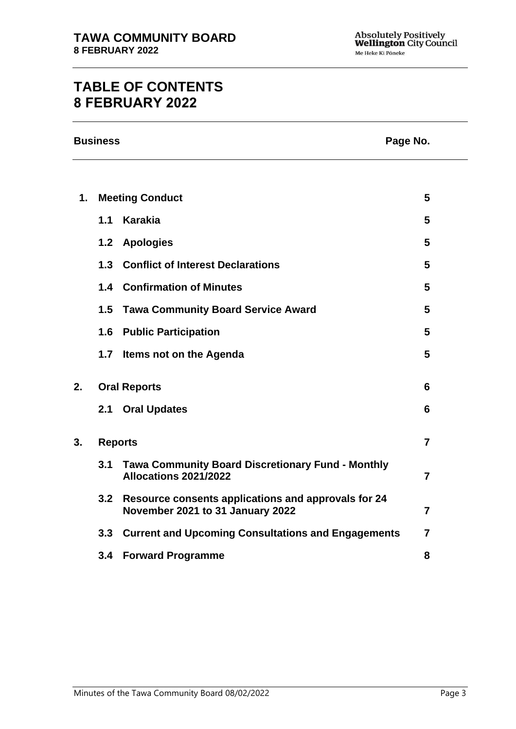# TABLE OF CONTENTS
# 8 FEBRUARY 2022

| Business | | Page No. |
|---|---|---|
| **1.** | **Meeting Conduct** | **5** |
| **1.1** | **Karakia** | **5** |
| **1.2** | **Apologies** | **5** |
| **1.3** | **Conflict of Interest Declarations** | **5** |
| **1.4** | **Confirmation of Minutes** | **5** |
| **1.5** | **Tawa Community Board Service Award** | **5** |
| **1.6** | **Public Participation** | **5** |
| **1.7** | **Items not on the Agenda** | **5** |
| **2.** | **Oral Reports** | **6** |
| **2.1** | **Oral Updates** | **6** |
| **3.** | **Reports** | **7** |
| **3.1** | **Tawa Community Board Discretionary Fund - Monthly Allocations 2021/2022** | **7** |
| **3.2** | **Resource consents applications and approvals for 24 November 2021 to 31 January 2022** | **7** |
| **3.3** | **Current and Upcoming Consultations and Engagements** | **7** |
| **3.4** | **Forward Programme** | **8** |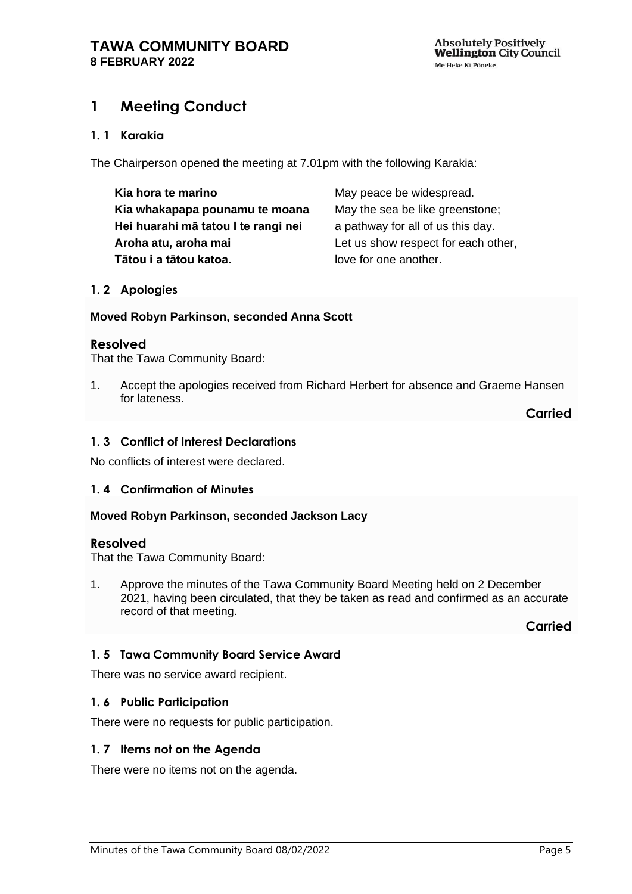# 1 Meeting Conduct

## 1. 1 Karakia

The Chairperson opened the meeting at 7.01pm with the following Karakia:

| | |
|---|---|
| **Kia hora te marino** | May peace be widespread. |
| **Kia whakapapa pounamu te moana** | May the sea be like greenstone; |
| **Hei huarahi mā tatou I te rangi nei** | a pathway for all of us this day. |
| **Aroha atu, aroha mai** | Let us show respect for each other, |
| **Tātou i a tātou katoa.** | love for one another. |

## 1. 2 Apologies

**Moved Robyn Parkinson, seconded Anna Scott**

### Resolved

That the Tawa Community Board:

1. Accept the apologies received from Richard Herbert for absence and Graeme Hansen for lateness.

**Carried**

## 1. 3 Conflict of Interest Declarations

No conflicts of interest were declared.

## 1. 4 Confirmation of Minutes

**Moved Robyn Parkinson, seconded Jackson Lacy**

### Resolved

That the Tawa Community Board:

1. Approve the minutes of the Tawa Community Board Meeting held on 2 December 2021, having been circulated, that they be taken as read and confirmed as an accurate record of that meeting.

**Carried**

## 1. 5 Tawa Community Board Service Award

There was no service award recipient.

## 1. 6 Public Participation

There were no requests for public participation.

## 1. 7 Items not on the Agenda

There were no items not on the agenda.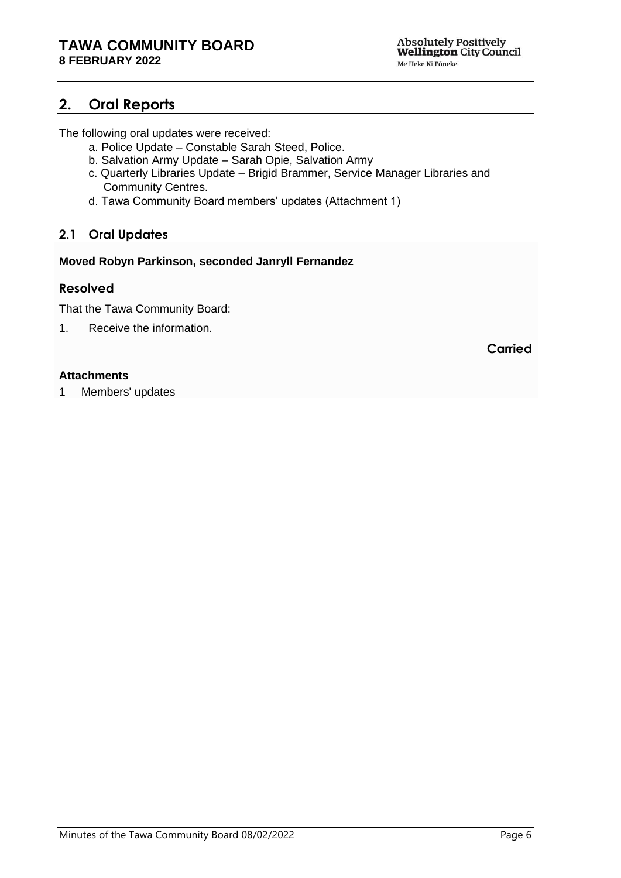## 2. Oral Reports

The following oral updates were received:

a. Police Update – Constable Sarah Steed, Police.

b. Salvation Army Update – Sarah Opie, Salvation Army

c. Quarterly Libraries Update – Brigid Brammer, Service Manager Libraries and Community Centres.

d. Tawa Community Board members' updates (Attachment 1)

### 2.1 Oral Updates

**Moved Robyn Parkinson, seconded Janryll Fernandez**

### Resolved

That the Tawa Community Board:

1. Receive the information.

**Carried**

**Attachments**

1 Members' updates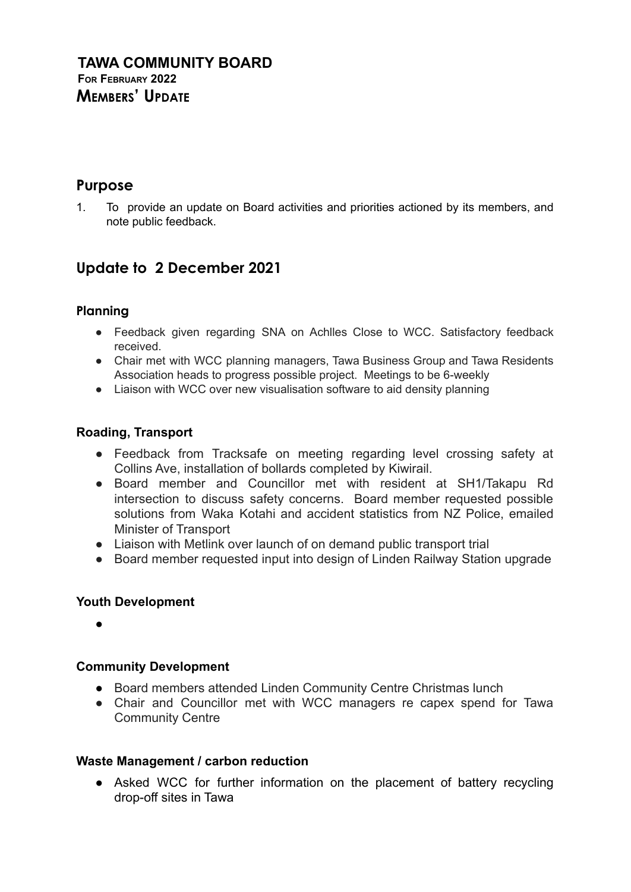# TAWA COMMUNITY BOARD

**FOR FEBRUARY 2022**

**MEMBERS' UPDATE**

## Purpose

1. To provide an update on Board activities and priorities actioned by its members, and note public feedback.

## Update to 2 December 2021

### Planning

- Feedback given regarding SNA on Achlles Close to WCC. Satisfactory feedback received.
- Chair met with WCC planning managers, Tawa Business Group and Tawa Residents Association heads to progress possible project. Meetings to be 6-weekly
- Liaison with WCC over new visualisation software to aid density planning

### Roading, Transport

- Feedback from Tracksafe on meeting regarding level crossing safety at Collins Ave, installation of bollards completed by Kiwirail.
- Board member and Councillor met with resident at SH1/Takapu Rd intersection to discuss safety concerns. Board member requested possible solutions from Waka Kotahi and accident statistics from NZ Police, emailed Minister of Transport
- Liaison with Metlink over launch of on demand public transport trial
- Board member requested input into design of Linden Railway Station upgrade

### Youth Development

-

### Community Development

- Board members attended Linden Community Centre Christmas lunch
- Chair and Councillor met with WCC managers re capex spend for Tawa Community Centre

### Waste Management / carbon reduction

- Asked WCC for further information on the placement of battery recycling drop-off sites in Tawa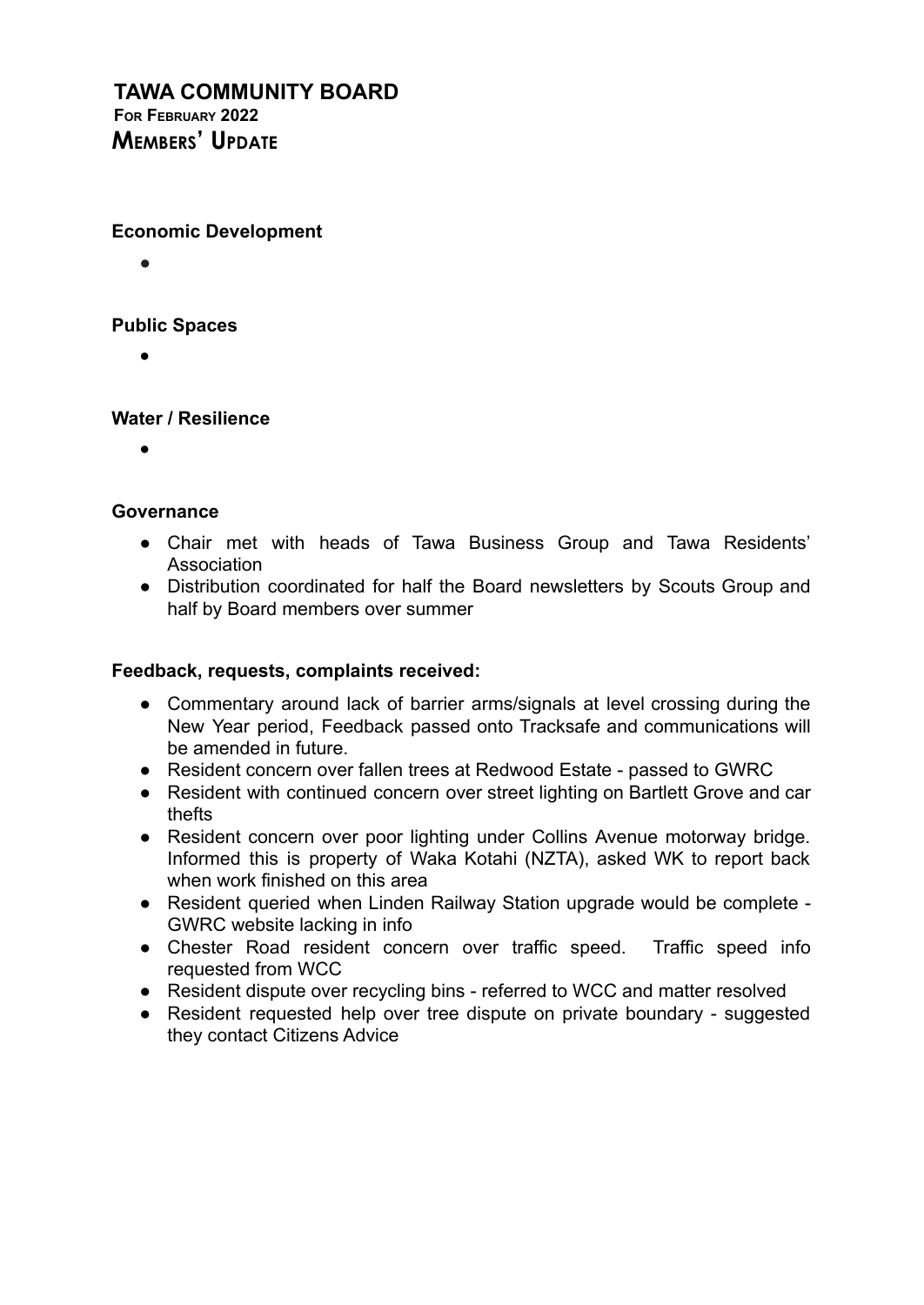# TAWA COMMUNITY BOARD

**For February 2022**

## Members' Update

**Economic Development**

- 

**Public Spaces**

- 

**Water / Resilience**

- 

**Governance**

- Chair met with heads of Tawa Business Group and Tawa Residents' Association
- Distribution coordinated for half the Board newsletters by Scouts Group and half by Board members over summer

**Feedback, requests, complaints received:**

- Commentary around lack of barrier arms/signals at level crossing during the New Year period, Feedback passed onto Tracksafe and communications will be amended in future.
- Resident concern over fallen trees at Redwood Estate - passed to GWRC
- Resident with continued concern over street lighting on Bartlett Grove and car thefts
- Resident concern over poor lighting under Collins Avenue motorway bridge. Informed this is property of Waka Kotahi (NZTA), asked WK to report back when work finished on this area
- Resident queried when Linden Railway Station upgrade would be complete - GWRC website lacking in info
- Chester Road resident concern over traffic speed. Traffic speed info requested from WCC
- Resident dispute over recycling bins - referred to WCC and matter resolved
- Resident requested help over tree dispute on private boundary - suggested they contact Citizens Advice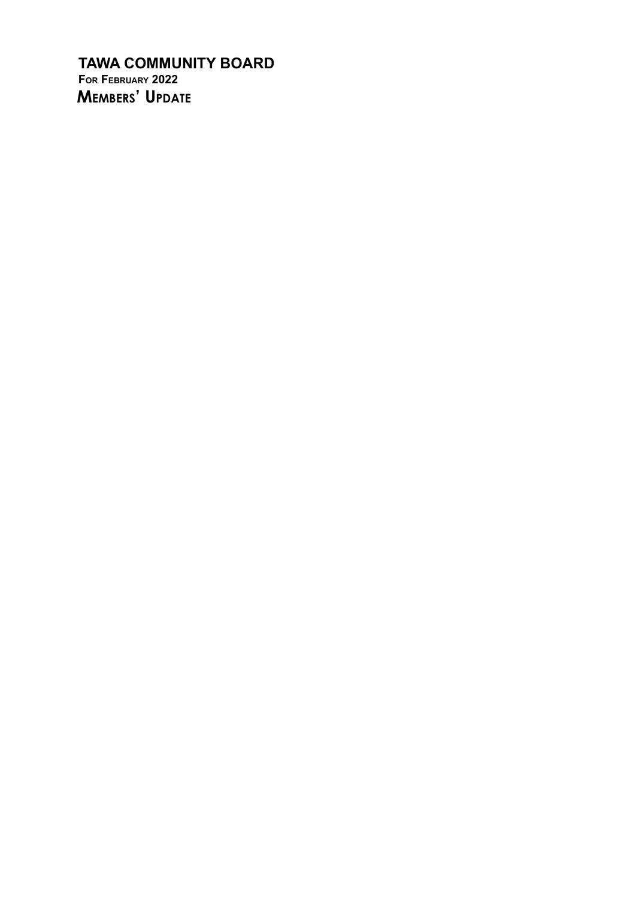# TAWA COMMUNITY BOARD

**FOR FEBRUARY 2022**

## MEMBERS' UPDATE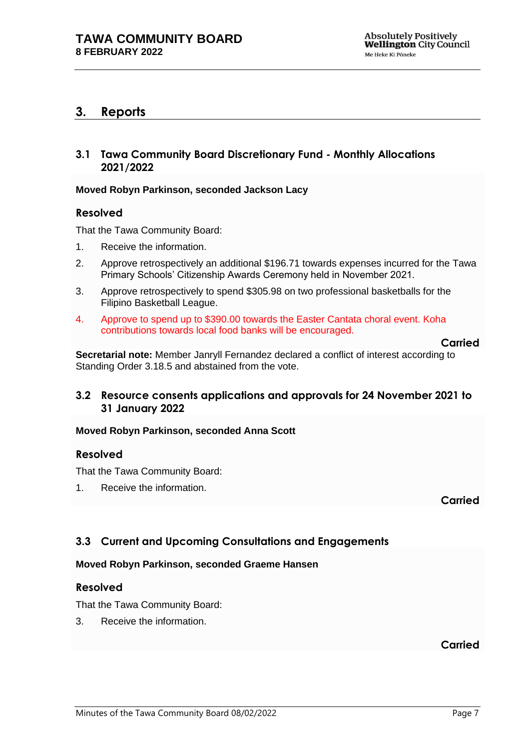## 3. Reports

### 3.1 Tawa Community Board Discretionary Fund - Monthly Allocations 2021/2022

**Moved Robyn Parkinson, seconded Jackson Lacy**

#### Resolved

That the Tawa Community Board:

1. Receive the information.
2. Approve retrospectively an additional $196.71 towards expenses incurred for the Tawa Primary Schools' Citizenship Awards Ceremony held in November 2021.
3. Approve retrospectively to spend $305.98 on two professional basketballs for the Filipino Basketball League.
4. Approve to spend up to $390.00 towards the Easter Cantata choral event. Koha contributions towards local food banks will be encouraged.

**Carried**

**Secretarial note:** Member Janryll Fernandez declared a conflict of interest according to Standing Order 3.18.5 and abstained from the vote.

### 3.2 Resource consents applications and approvals for 24 November 2021 to 31 January 2022

**Moved Robyn Parkinson, seconded Anna Scott**

#### Resolved

That the Tawa Community Board:

1. Receive the information.

**Carried**

### 3.3 Current and Upcoming Consultations and Engagements

**Moved Robyn Parkinson, seconded Graeme Hansen**

#### Resolved

That the Tawa Community Board:

3. Receive the information.

**Carried**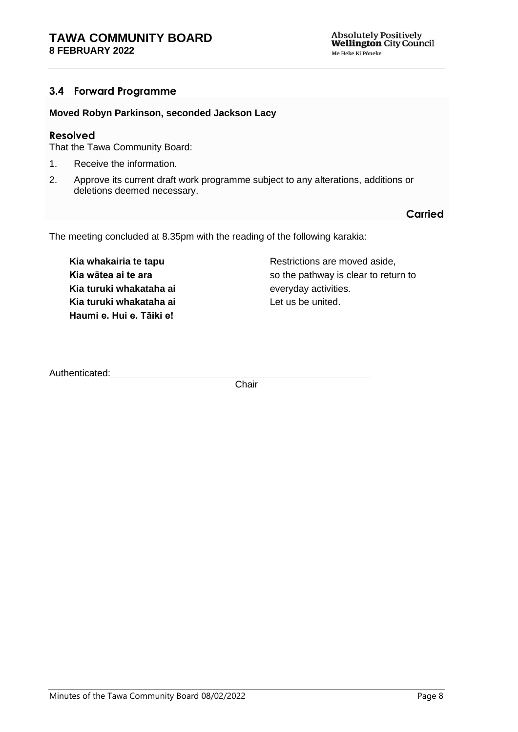### 3.4 Forward Programme

**Moved Robyn Parkinson, seconded Jackson Lacy**

**Resolved**

That the Tawa Community Board:

1. Receive the information.
2. Approve its current draft work programme subject to any alterations, additions or deletions deemed necessary.

**Carried**

The meeting concluded at 8.35pm with the reading of the following karakia:

| | |
|---|---|
| **Kia whakairia te tapu** | Restrictions are moved aside, |
| **Kia wātea ai te ara** | so the pathway is clear to return to |
| **Kia turuki whakataha ai** | everyday activities. |
| **Kia turuki whakataha ai** | Let us be united. |
| **Haumi e. Hui e. Tāiki e!** | |

Authenticated: ______________________________________________

Chair